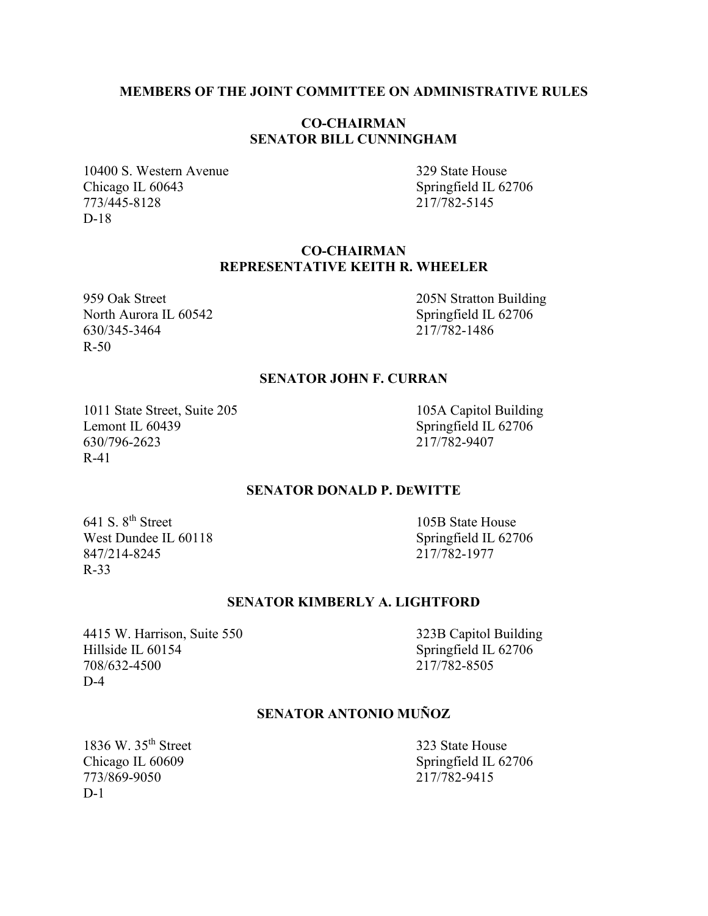# MEMBERS OF THE JOINT COMMITTEE ON ADMINISTRATIVE RULES

## CO-CHAIRMAN
## SENATOR BILL CUNNINGHAM

10400 S. Western Avenue
Chicago IL 60643
773/445-8128
D-18

329 State House
Springfield IL 62706
217/782-5145

## CO-CHAIRMAN
## REPRESENTATIVE KEITH R. WHEELER

959 Oak Street
North Aurora IL 60542
630/345-3464
R-50

205N Stratton Building
Springfield IL 62706
217/782-1486

## SENATOR JOHN F. CURRAN

1011 State Street, Suite 205
Lemont IL 60439
630/796-2623
R-41

105A Capitol Building
Springfield IL 62706
217/782-9407

## SENATOR DONALD P. DEWITTE

641 S. 8th Street
West Dundee IL 60118
847/214-8245
R-33

105B State House
Springfield IL 62706
217/782-1977

## SENATOR KIMBERLY A. LIGHTFORD

4415 W. Harrison, Suite 550
Hillside IL 60154
708/632-4500
D-4

323B Capitol Building
Springfield IL 62706
217/782-8505

## SENATOR ANTONIO MUÑOZ

1836 W. 35th Street
Chicago IL 60609
773/869-9050
D-1

323 State House
Springfield IL 62706
217/782-9415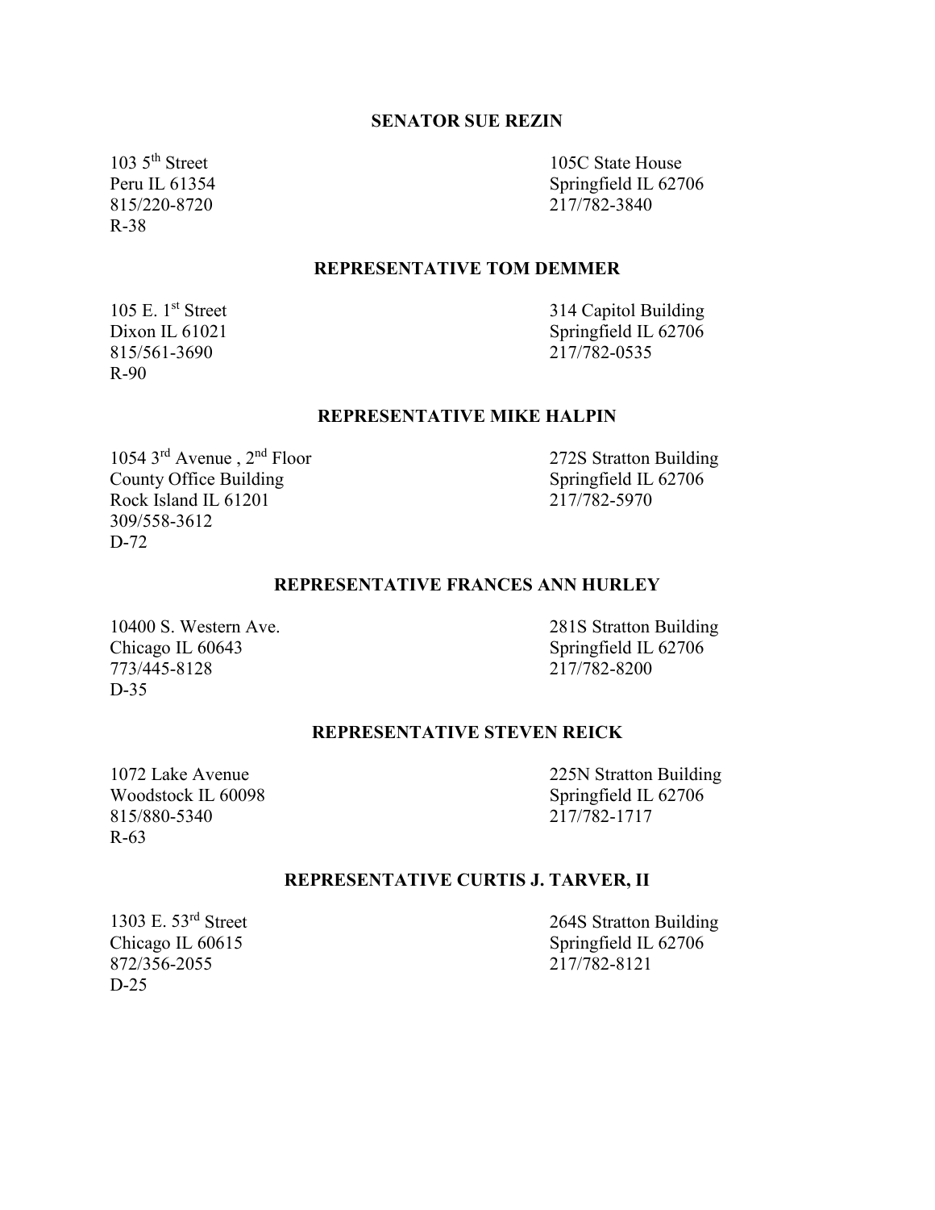**SENATOR SUE REZIN**

103 5th Street
Peru IL 61354
815/220-8720
R-38

105C State House
Springfield IL 62706
217/782-3840

**REPRESENTATIVE TOM DEMMER**

105 E. 1st Street
Dixon IL 61021
815/561-3690
R-90

314 Capitol Building
Springfield IL 62706
217/782-0535

**REPRESENTATIVE MIKE HALPIN**

1054 3rd Avenue , 2nd Floor
County Office Building
Rock Island IL 61201
309/558-3612
D-72

272S Stratton Building
Springfield IL 62706
217/782-5970

**REPRESENTATIVE FRANCES ANN HURLEY**

10400 S. Western Ave.
Chicago IL 60643
773/445-8128
D-35

281S Stratton Building
Springfield IL 62706
217/782-8200

**REPRESENTATIVE STEVEN REICK**

1072 Lake Avenue
Woodstock IL 60098
815/880-5340
R-63

225N Stratton Building
Springfield IL 62706
217/782-1717

**REPRESENTATIVE CURTIS J. TARVER, II**

1303 E. 53rd Street
Chicago IL 60615
872/356-2055
D-25

264S Stratton Building
Springfield IL 62706
217/782-8121